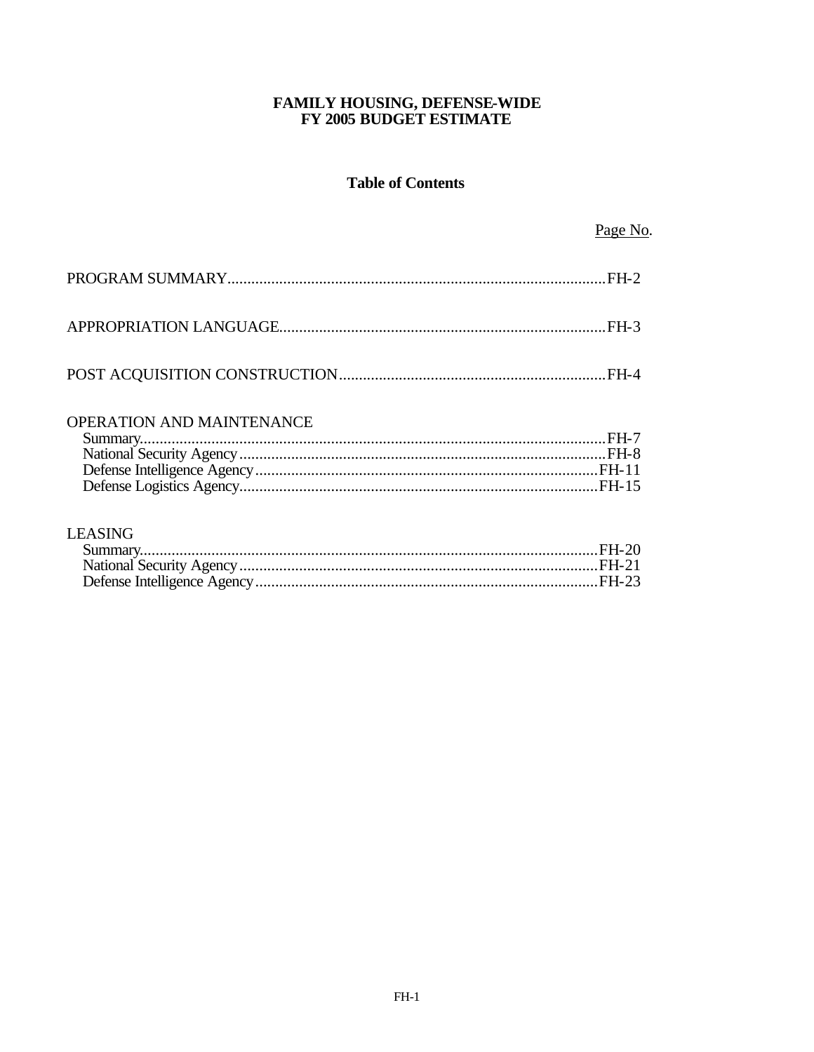# FAMILY HOUSING, DEFENSE-WIDE
# FY 2005 BUDGET ESTIMATE

## Table of Contents

| | Page No. |
|---|---|
| PROGRAM SUMMARY | FH-2 |
| APPROPRIATION LANGUAGE | FH-3 |
| POST ACQUISITION CONSTRUCTION | FH-4 |
| **OPERATION AND MAINTENANCE** | |
| Summary | FH-7 |
| National Security Agency | FH-8 |
| Defense Intelligence Agency | FH-11 |
| Defense Logistics Agency | FH-15 |
| **LEASING** | |
| Summary | FH-20 |
| National Security Agency | FH-21 |
| Defense Intelligence Agency | FH-23 |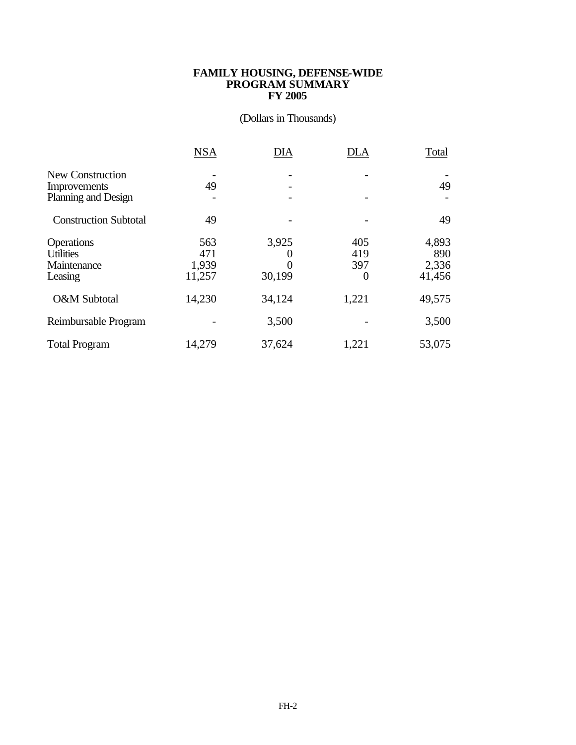**FAMILY HOUSING, DEFENSE-WIDE**
**PROGRAM SUMMARY**
**FY 2005**

(Dollars in Thousands)

| | NSA | DIA | DLA | Total |
|---|---|---|---|---|
| New Construction | - | - | - | - |
| Improvements | 49 | - | | 49 |
| Planning and Design | - | - | - | - |
| Construction Subtotal | 49 | - | - | 49 |
| Operations | 563 | 3,925 | 405 | 4,893 |
| Utilities | 471 | 0 | 419 | 890 |
| Maintenance | 1,939 | 0 | 397 | 2,336 |
| Leasing | 11,257 | 30,199 | 0 | 41,456 |
| O&M Subtotal | 14,230 | 34,124 | 1,221 | 49,575 |
| Reimbursable Program | - | 3,500 | - | 3,500 |
| Total Program | 14,279 | 37,624 | 1,221 | 53,075 |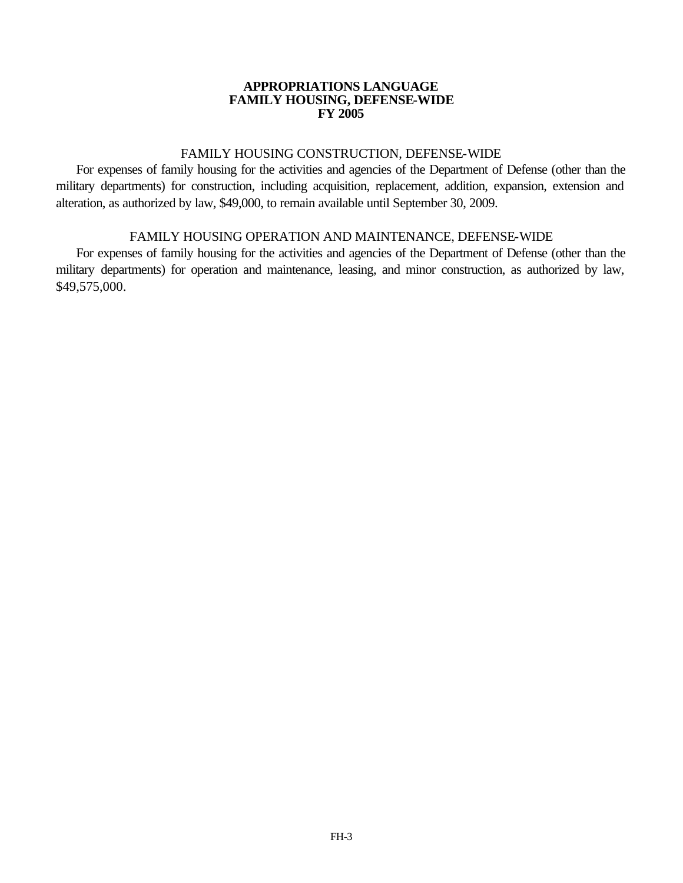# APPROPRIATIONS LANGUAGE
# FAMILY HOUSING, DEFENSE-WIDE
# FY 2005

## FAMILY HOUSING CONSTRUCTION, DEFENSE-WIDE

For expenses of family housing for the activities and agencies of the Department of Defense (other than the military departments) for construction, including acquisition, replacement, addition, expansion, extension and alteration, as authorized by law, $49,000, to remain available until September 30, 2009.

## FAMILY HOUSING OPERATION AND MAINTENANCE, DEFENSE-WIDE

For expenses of family housing for the activities and agencies of the Department of Defense (other than the military departments) for operation and maintenance, leasing, and minor construction, as authorized by law, $49,575,000.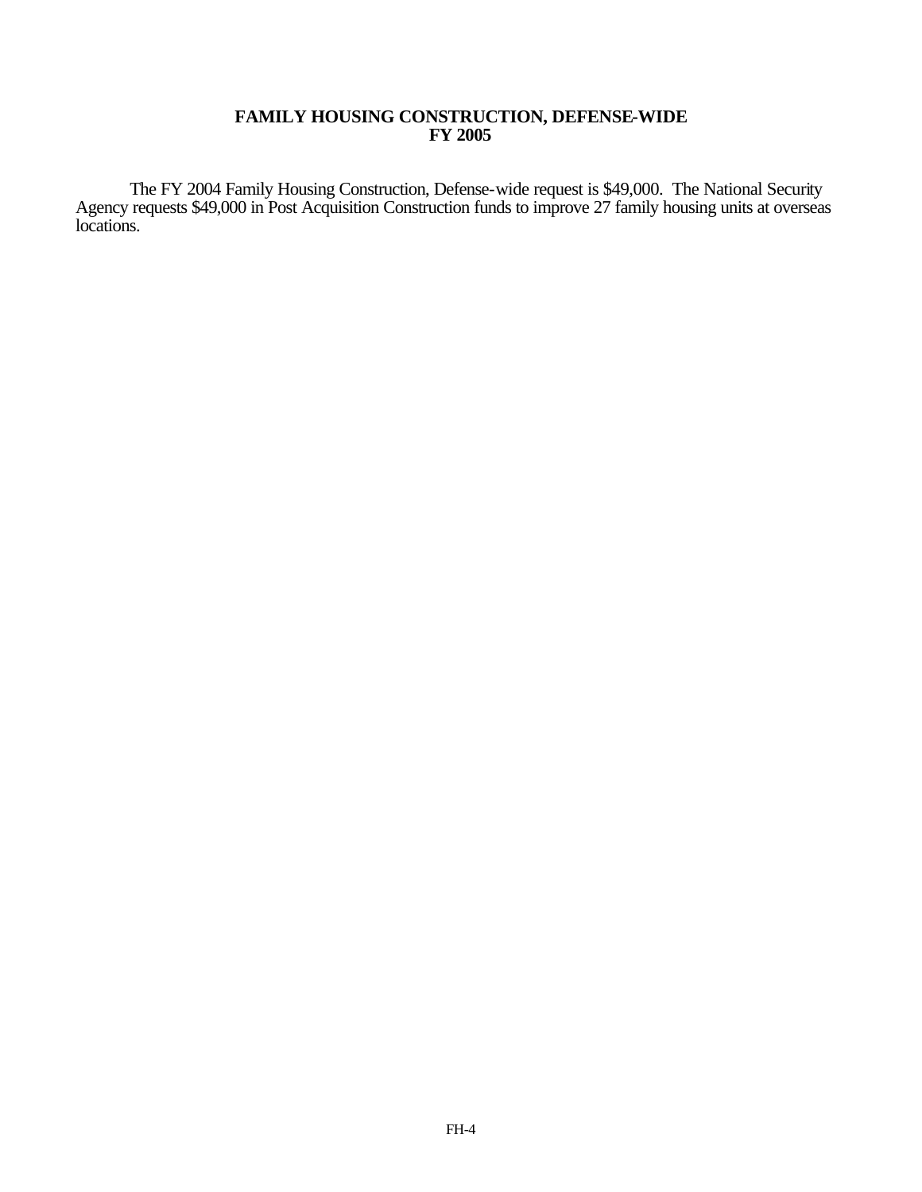# FAMILY HOUSING CONSTRUCTION, DEFENSE-WIDE
## FY 2005

The FY 2004 Family Housing Construction, Defense-wide request is $49,000. The National Security Agency requests $49,000 in Post Acquisition Construction funds to improve 27 family housing units at overseas locations.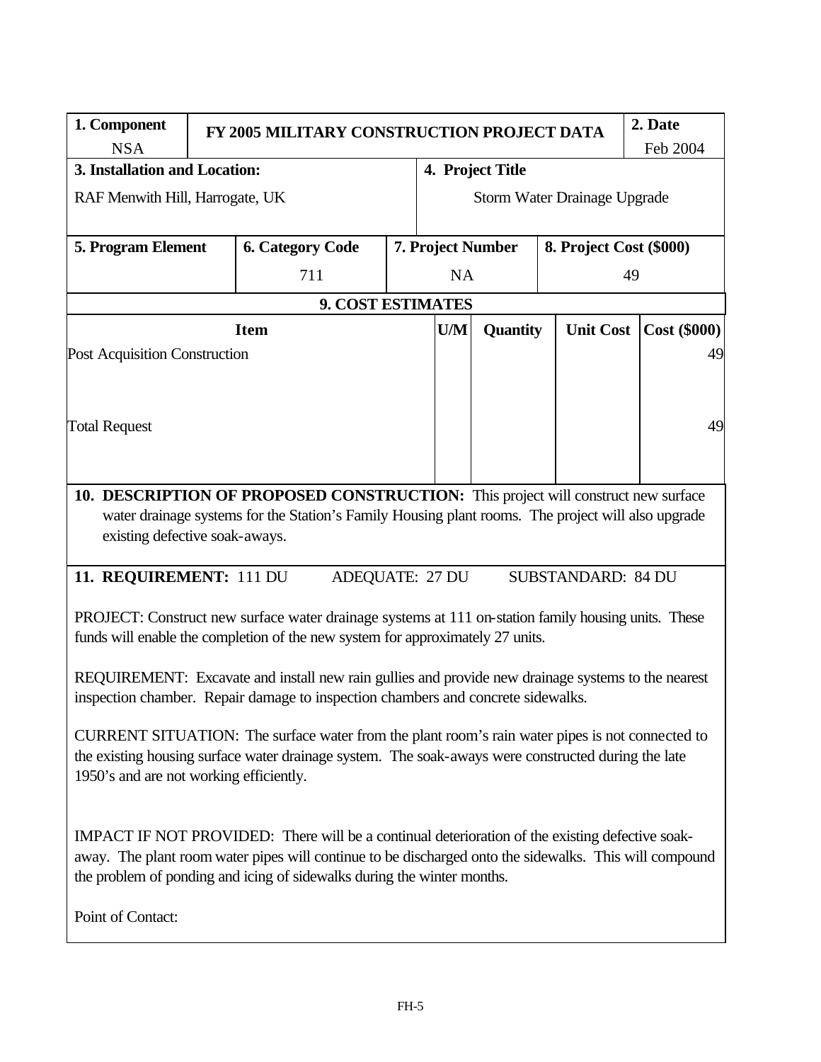| 1. Component | FY 2005 MILITARY CONSTRUCTION PROJECT DATA | 2. Date |
|---|---|---|
| NSA | | Feb 2004 |

| 3. Installation and Location: | 4. Project Title |
|---|---|
| RAF Menwith Hill, Harrogate, UK | Storm Water Drainage Upgrade |

| 5. Program Element | 6. Category Code | 7. Project Number | 8. Project Cost ($000) |
|---|---|---|---|
| | 711 | NA | 49 |

**9. COST ESTIMATES**

| Item | U/M | Quantity | Unit Cost | Cost ($000) |
|---|---|---|---|---|
| Post Acquisition Construction | | | | 49 |
| Total Request | | | | 49 |

**10. DESCRIPTION OF PROPOSED CONSTRUCTION:** This project will construct new surface water drainage systems for the Station's Family Housing plant rooms. The project will also upgrade existing defective soak-aways.

**11. REQUIREMENT:** 111 DU ADEQUATE: 27 DU SUBSTANDARD: 84 DU

PROJECT: Construct new surface water drainage systems at 111 on-station family housing units. These funds will enable the completion of the new system for approximately 27 units.

REQUIREMENT: Excavate and install new rain gullies and provide new drainage systems to the nearest inspection chamber. Repair damage to inspection chambers and concrete sidewalks.

CURRENT SITUATION: The surface water from the plant room's rain water pipes is not connected to the existing housing surface water drainage system. The soak-aways were constructed during the late 1950's and are not working efficiently.

IMPACT IF NOT PROVIDED: There will be a continual deterioration of the existing defective soak-away. The plant room water pipes will continue to be discharged onto the sidewalks. This will compound the problem of ponding and icing of sidewalks during the winter months.

Point of Contact: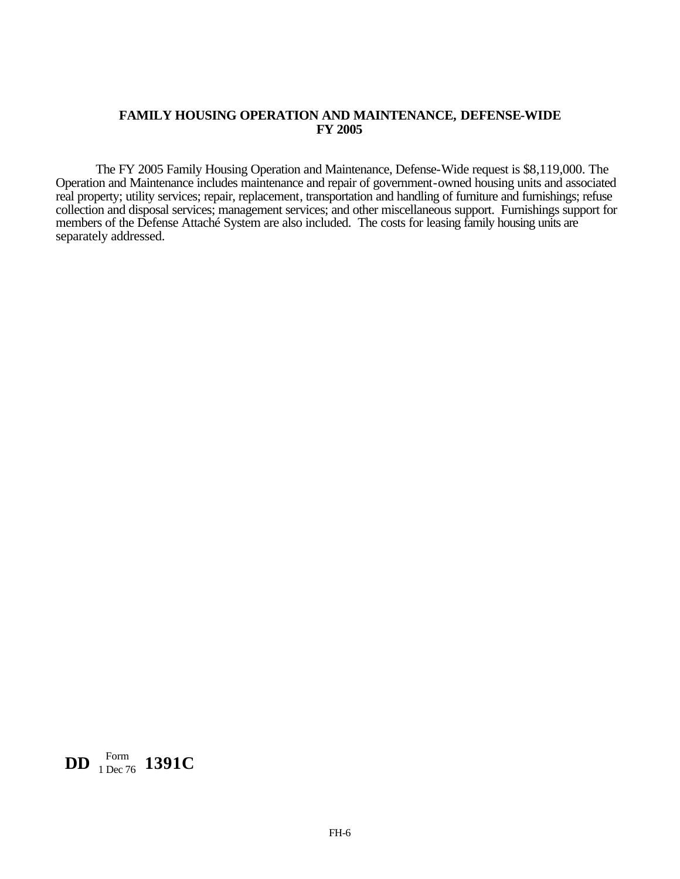## FAMILY HOUSING OPERATION AND MAINTENANCE, DEFENSE-WIDE
## FY 2005

The FY 2005 Family Housing Operation and Maintenance, Defense-Wide request is $8,119,000. The Operation and Maintenance includes maintenance and repair of government-owned housing units and associated real property; utility services; repair, replacement, transportation and handling of furniture and furnishings; refuse collection and disposal services; management services; and other miscellaneous support. Furnishings support for members of the Defense Attaché System are also included. The costs for leasing family housing units are separately addressed.

**DD** Form 1 Dec 76 **1391C**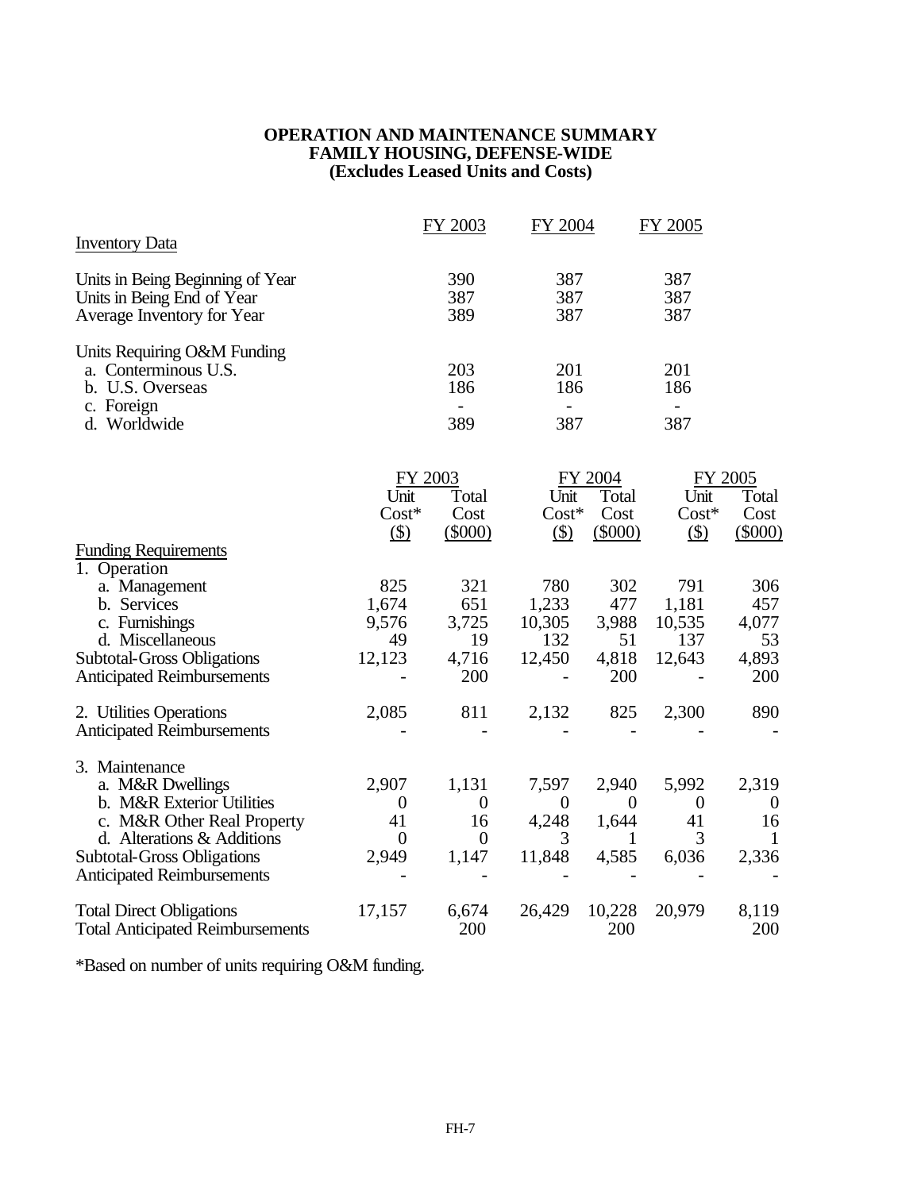# OPERATION AND MAINTENANCE SUMMARY
# FAMILY HOUSING, DEFENSE-WIDE
# (Excludes Leased Units and Costs)

| Inventory Data | FY 2003 | FY 2004 | FY 2005 |
|---|---|---|---|
| Units in Being Beginning of Year | 390 | 387 | 387 |
| Units in Being End of Year | 387 | 387 | 387 |
| Average Inventory for Year | 389 | 387 | 387 |
| Units Requiring O&M Funding | | | |
| a. Conterminous U.S. | 203 | 201 | 201 |
| b. U.S. Overseas | 186 | 186 | 186 |
| c. Foreign | - | - | - |
| d. Worldwide | 389 | 387 | 387 |

| | FY 2003 | | FY 2004 | | FY 2005 | |
|---|---|---|---|---|---|---|
| | Unit Cost* ($) | Total Cost ($000) | Unit Cost* ($) | Total Cost ($000) | Unit Cost* ($) | Total Cost ($000) |
| **Funding Requirements** | | | | | | |
| 1. Operation | | | | | | |
| a. Management | 825 | 321 | 780 | 302 | 791 | 306 |
| b. Services | 1,674 | 651 | 1,233 | 477 | 1,181 | 457 |
| c. Furnishings | 9,576 | 3,725 | 10,305 | 3,988 | 10,535 | 4,077 |
| d. Miscellaneous | 49 | 19 | 132 | 51 | 137 | 53 |
| Subtotal-Gross Obligations | 12,123 | 4,716 | 12,450 | 4,818 | 12,643 | 4,893 |
| Anticipated Reimbursements | - | 200 | - | 200 | - | 200 |
| 2. Utilities Operations | 2,085 | 811 | 2,132 | 825 | 2,300 | 890 |
| Anticipated Reimbursements | - | - | - | - | - | - |
| 3. Maintenance | | | | | | |
| a. M&R Dwellings | 2,907 | 1,131 | 7,597 | 2,940 | 5,992 | 2,319 |
| b. M&R Exterior Utilities | 0 | 0 | 0 | 0 | 0 | 0 |
| c. M&R Other Real Property | 41 | 16 | 4,248 | 1,644 | 41 | 16 |
| d. Alterations & Additions | 0 | 0 | 3 | 1 | 3 | 1 |
| Subtotal-Gross Obligations | 2,949 | 1,147 | 11,848 | 4,585 | 6,036 | 2,336 |
| Anticipated Reimbursements | - | - | - | - | - | - |
| Total Direct Obligations | 17,157 | 6,674 | 26,429 | 10,228 | 20,979 | 8,119 |
| Total Anticipated Reimbursements | | 200 | | 200 | | 200 |

*Based on number of units requiring O&M funding.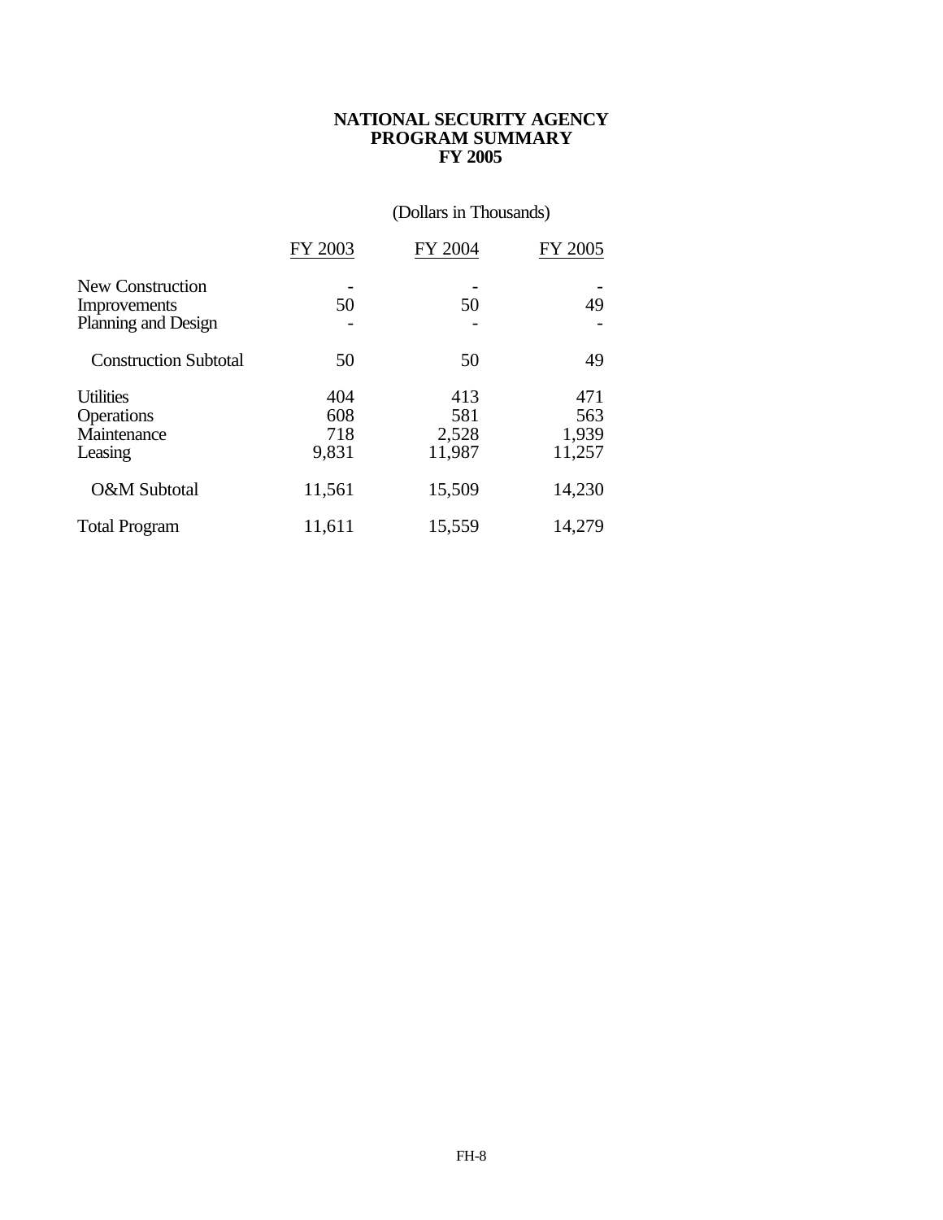**NATIONAL SECURITY AGENCY**
**PROGRAM SUMMARY**
**FY 2005**

(Dollars in Thousands)

| | FY 2003 | FY 2004 | FY 2005 |
|---|---|---|---|
| New Construction | - | - | - |
| Improvements | 50 | 50 | 49 |
| Planning and Design | - | - | - |
| Construction Subtotal | 50 | 50 | 49 |
| Utilities | 404 | 413 | 471 |
| Operations | 608 | 581 | 563 |
| Maintenance | 718 | 2,528 | 1,939 |
| Leasing | 9,831 | 11,987 | 11,257 |
| O&M Subtotal | 11,561 | 15,509 | 14,230 |
| Total Program | 11,611 | 15,559 | 14,279 |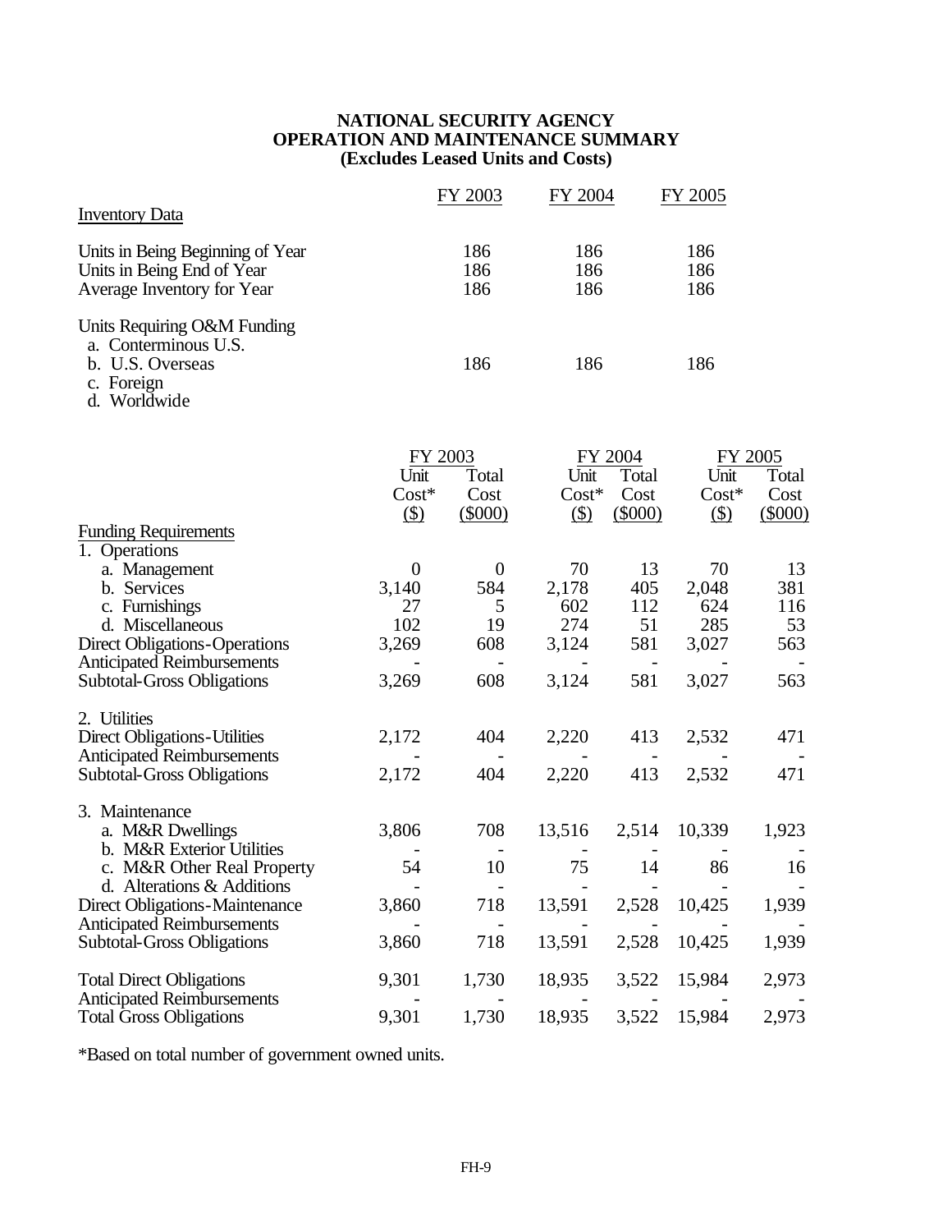**NATIONAL SECURITY AGENCY**
**OPERATION AND MAINTENANCE SUMMARY**
**(Excludes Leased Units and Costs)**

| Inventory Data | FY 2003 | FY 2004 | FY 2005 |
|---|---|---|---|
| Units in Being Beginning of Year | 186 | 186 | 186 |
| Units in Being End of Year | 186 | 186 | 186 |
| Average Inventory for Year | 186 | 186 | 186 |
| Units Requiring O&M Funding | | | |
| a. Conterminous U.S. | | | |
| b. U.S. Overseas | 186 | 186 | 186 |
| c. Foreign | | | |
| d. Worldwide | | | |

| | FY 2003 | | FY 2004 | | FY 2005 | |
|---|---|---|---|---|---|---|
| | Unit Cost* ($) | Total Cost ($000) | Unit Cost* ($) | Total Cost ($000) | Unit Cost* ($) | Total Cost ($000) |
| **Funding Requirements** | | | | | | |
| 1. Operations | | | | | | |
| a. Management | 0 | 0 | 70 | 13 | 70 | 13 |
| b. Services | 3,140 | 584 | 2,178 | 405 | 2,048 | 381 |
| c. Furnishings | 27 | 5 | 602 | 112 | 624 | 116 |
| d. Miscellaneous | 102 | 19 | 274 | 51 | 285 | 53 |
| Direct Obligations-Operations | 3,269 | 608 | 3,124 | 581 | 3,027 | 563 |
| Anticipated Reimbursements | - | - | - | - | - | - |
| Subtotal-Gross Obligations | 3,269 | 608 | 3,124 | 581 | 3,027 | 563 |
| 2. Utilities | | | | | | |
| Direct Obligations-Utilities | 2,172 | 404 | 2,220 | 413 | 2,532 | 471 |
| Anticipated Reimbursements | - | - | - | - | - | - |
| Subtotal-Gross Obligations | 2,172 | 404 | 2,220 | 413 | 2,532 | 471 |
| 3. Maintenance | | | | | | |
| a. M&R Dwellings | 3,806 | 708 | 13,516 | 2,514 | 10,339 | 1,923 |
| b. M&R Exterior Utilities | - | - | - | - | - | - |
| c. M&R Other Real Property | 54 | 10 | 75 | 14 | 86 | 16 |
| d. Alterations & Additions | - | - | - | - | - | - |
| Direct Obligations-Maintenance | 3,860 | 718 | 13,591 | 2,528 | 10,425 | 1,939 |
| Anticipated Reimbursements | - | - | - | - | - | - |
| Subtotal-Gross Obligations | 3,860 | 718 | 13,591 | 2,528 | 10,425 | 1,939 |
| Total Direct Obligations | 9,301 | 1,730 | 18,935 | 3,522 | 15,984 | 2,973 |
| Anticipated Reimbursements | - | - | - | - | - | - |
| Total Gross Obligations | 9,301 | 1,730 | 18,935 | 3,522 | 15,984 | 2,973 |

*Based on total number of government owned units.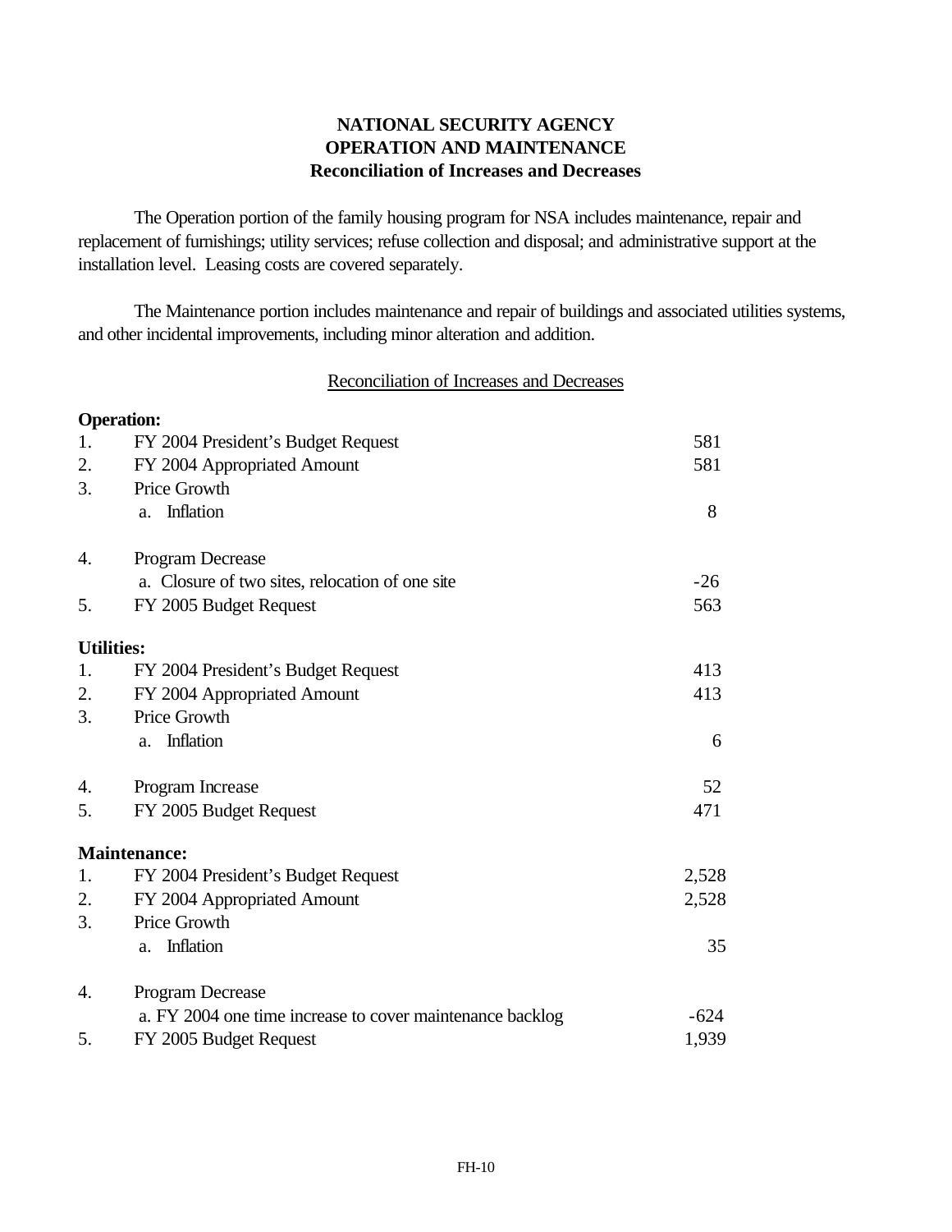**NATIONAL SECURITY AGENCY**
**OPERATION AND MAINTENANCE**
**Reconciliation of Increases and Decreases**

The Operation portion of the family housing program for NSA includes maintenance, repair and replacement of furnishings; utility services; refuse collection and disposal; and administrative support at the installation level. Leasing costs are covered separately.

The Maintenance portion includes maintenance and repair of buildings and associated utilities systems, and other incidental improvements, including minor alteration and addition.

Reconciliation of Increases and Decreases

| | | |
|---|---|---|
| **Operation:** | | |
| 1. | FY 2004 President's Budget Request | 581 |
| 2. | FY 2004 Appropriated Amount | 581 |
| 3. | Price Growth | |
| | a. Inflation | 8 |
| 4. | Program Decrease | |
| | a. Closure of two sites, relocation of one site | -26 |
| 5. | FY 2005 Budget Request | 563 |
| **Utilities:** | | |
| 1. | FY 2004 President's Budget Request | 413 |
| 2. | FY 2004 Appropriated Amount | 413 |
| 3. | Price Growth | |
| | a. Inflation | 6 |
| 4. | Program Increase | 52 |
| 5. | FY 2005 Budget Request | 471 |
| **Maintenance:** | | |
| 1. | FY 2004 President's Budget Request | 2,528 |
| 2. | FY 2004 Appropriated Amount | 2,528 |
| 3. | Price Growth | |
| | a. Inflation | 35 |
| 4. | Program Decrease | |
| | a. FY 2004 one time increase to cover maintenance backlog | -624 |
| 5. | FY 2005 Budget Request | 1,939 |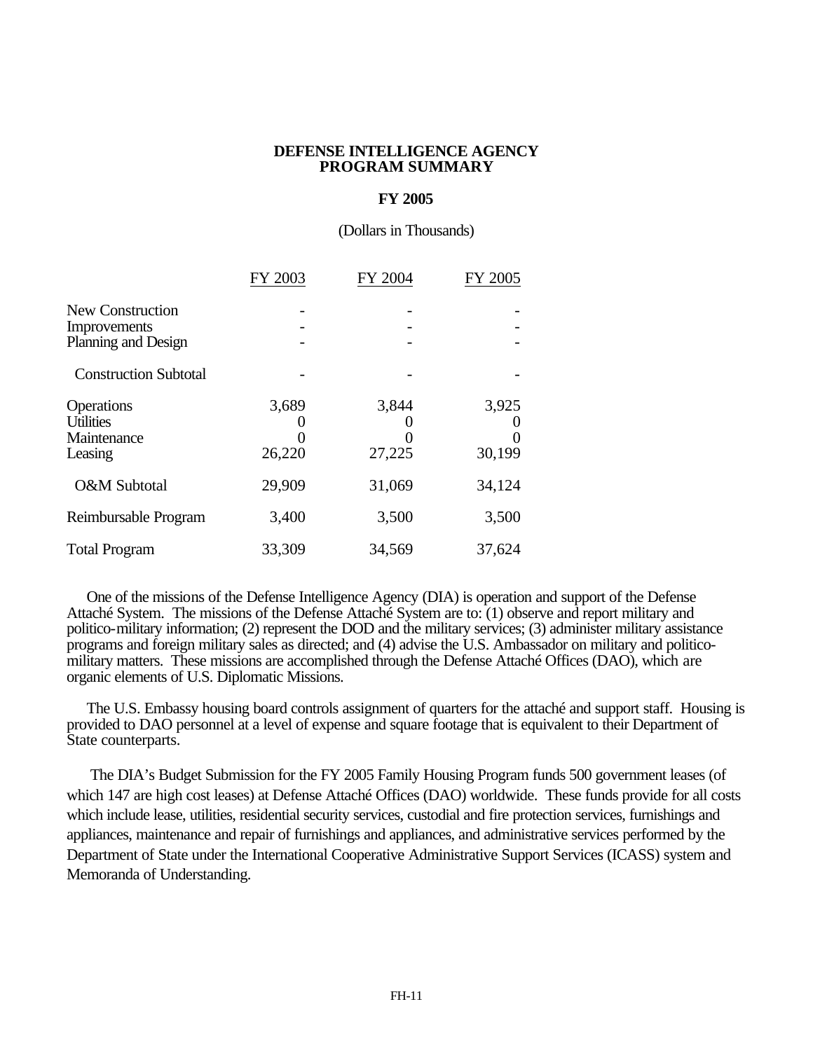# DEFENSE INTELLIGENCE AGENCY
## PROGRAM SUMMARY

### FY 2005

(Dollars in Thousands)

| | FY 2003 | FY 2004 | FY 2005 |
|---|---|---|---|
| New Construction | - | - | - |
| Improvements | - | - | - |
| Planning and Design | - | - | - |
| Construction Subtotal | - | - | - |
| Operations | 3,689 | 3,844 | 3,925 |
| Utilities | 0 | 0 | 0 |
| Maintenance | 0 | 0 | 0 |
| Leasing | 26,220 | 27,225 | 30,199 |
| O&M Subtotal | 29,909 | 31,069 | 34,124 |
| Reimbursable Program | 3,400 | 3,500 | 3,500 |
| Total Program | 33,309 | 34,569 | 37,624 |

One of the missions of the Defense Intelligence Agency (DIA) is operation and support of the Defense Attaché System. The missions of the Defense Attaché System are to: (1) observe and report military and politico-military information; (2) represent the DOD and the military services; (3) administer military assistance programs and foreign military sales as directed; and (4) advise the U.S. Ambassador on military and politico-military matters. These missions are accomplished through the Defense Attaché Offices (DAO), which are organic elements of U.S. Diplomatic Missions.

The U.S. Embassy housing board controls assignment of quarters for the attaché and support staff. Housing is provided to DAO personnel at a level of expense and square footage that is equivalent to their Department of State counterparts.

The DIA's Budget Submission for the FY 2005 Family Housing Program funds 500 government leases (of which 147 are high cost leases) at Defense Attaché Offices (DAO) worldwide. These funds provide for all costs which include lease, utilities, residential security services, custodial and fire protection services, furnishings and appliances, maintenance and repair of furnishings and appliances, and administrative services performed by the Department of State under the International Cooperative Administrative Support Services (ICASS) system and Memoranda of Understanding.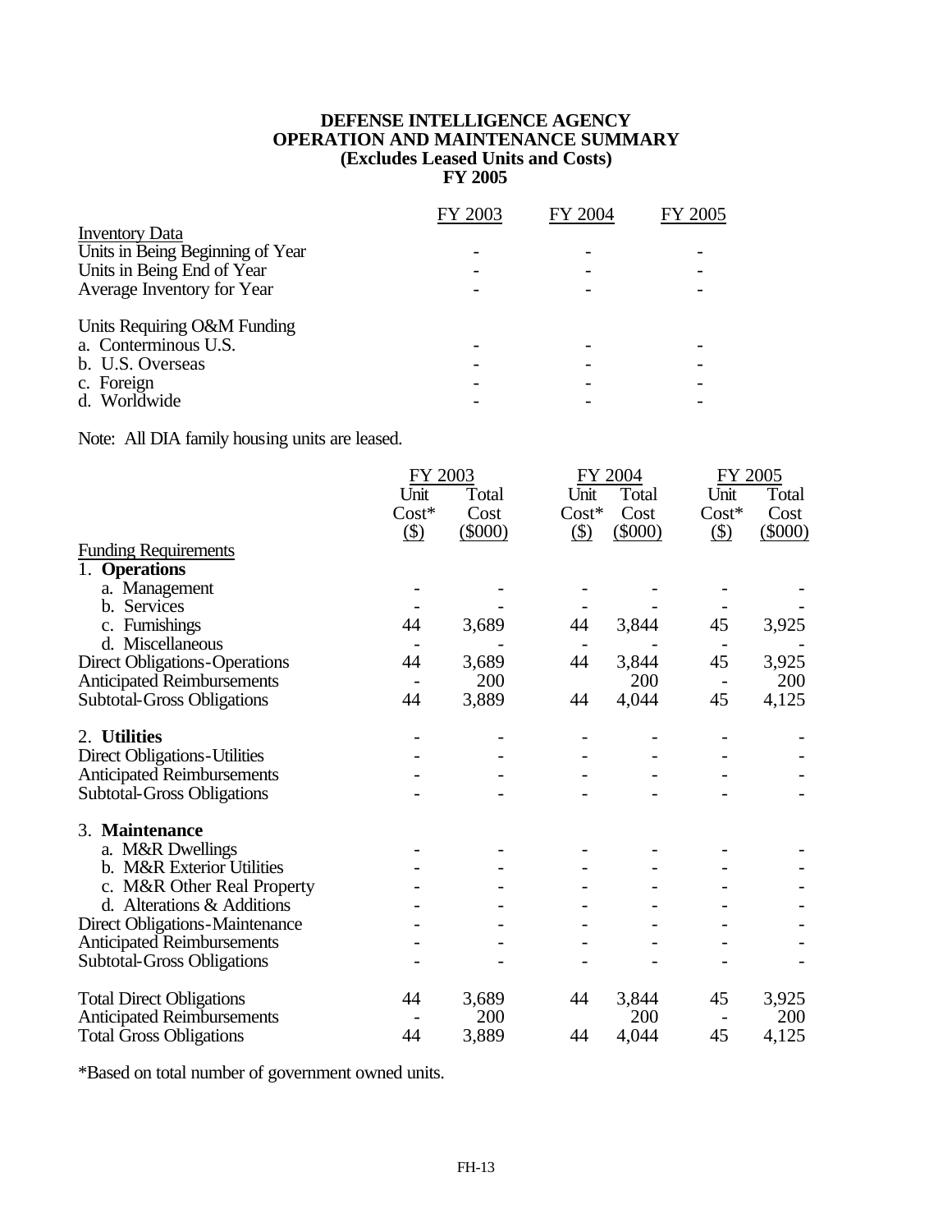**DEFENSE INTELLIGENCE AGENCY**
**OPERATION AND MAINTENANCE SUMMARY**
**(Excludes Leased Units and Costs)**
**FY 2005**

| | FY 2003 | FY 2004 | FY 2005 |
|---|---|---|---|
| Inventory Data | | | |
| Units in Being Beginning of Year | - | - | - |
| Units in Being End of Year | - | - | - |
| Average Inventory for Year | - | - | - |
| | | | |
| Units Requiring O&M Funding | | | |
| a. Conterminous U.S. | - | - | - |
| b. U.S. Overseas | - | - | - |
| c. Foreign | - | - | - |
| d. Worldwide | - | - | - |

Note: All DIA family housing units are leased.

| | FY 2003 | | FY 2004 | | FY 2005 | |
|---|---|---|---|---|---|---|
| | Unit Cost* ($) | Total Cost ($000) | Unit Cost* ($) | Total Cost ($000) | Unit Cost* ($) | Total Cost ($000) |
| Funding Requirements | | | | | | |
| 1. **Operations** | | | | | | |
| a. Management | - | - | - | - | - | - |
| b. Services | - | - | - | - | - | - |
| c. Furnishings | 44 | 3,689 | 44 | 3,844 | 45 | 3,925 |
| d. Miscellaneous | - | - | - | - | - | - |
| Direct Obligations-Operations | 44 | 3,689 | 44 | 3,844 | 45 | 3,925 |
| Anticipated Reimbursements | - | 200 | | 200 | - | 200 |
| Subtotal-Gross Obligations | 44 | 3,889 | 44 | 4,044 | 45 | 4,125 |
| | | | | | | |
| 2. **Utilities** | - | - | - | - | - | - |
| Direct Obligations-Utilities | - | - | - | - | - | - |
| Anticipated Reimbursements | - | - | - | - | - | - |
| Subtotal-Gross Obligations | - | - | - | - | - | - |
| | | | | | | |
| 3. **Maintenance** | | | | | | |
| a. M&R Dwellings | - | - | - | - | - | - |
| b. M&R Exterior Utilities | - | - | - | - | - | - |
| c. M&R Other Real Property | - | - | - | - | - | - |
| d. Alterations & Additions | - | - | - | - | - | - |
| Direct Obligations-Maintenance | - | - | - | - | - | - |
| Anticipated Reimbursements | - | - | - | - | - | - |
| Subtotal-Gross Obligations | - | - | - | - | - | - |
| | | | | | | |
| Total Direct Obligations | 44 | 3,689 | 44 | 3,844 | 45 | 3,925 |
| Anticipated Reimbursements | - | 200 | | 200 | - | 200 |
| Total Gross Obligations | 44 | 3,889 | 44 | 4,044 | 45 | 4,125 |

*Based on total number of government owned units.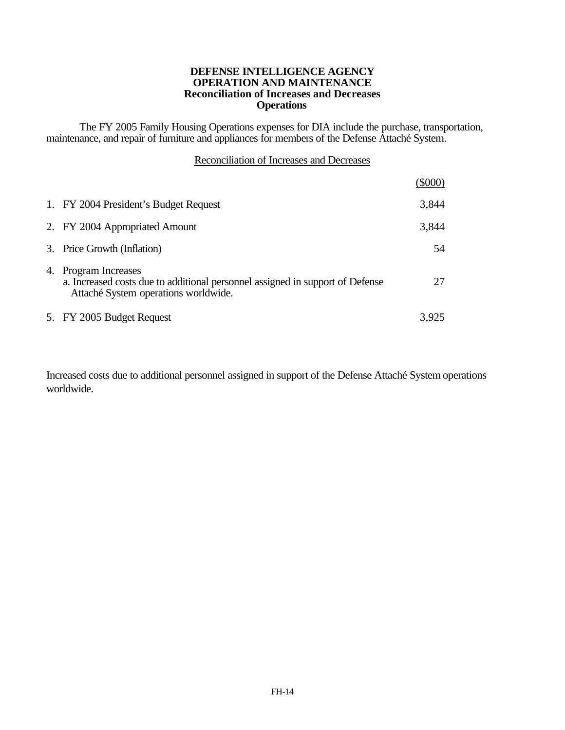# DEFENSE INTELLIGENCE AGENCY
## OPERATION AND MAINTENANCE
### Reconciliation of Increases and Decreases
### Operations

The FY 2005 Family Housing Operations expenses for DIA include the purchase, transportation, maintenance, and repair of furniture and appliances for members of the Defense Attaché System.

Reconciliation of Increases and Decreases

| | ($000) |
|---|---|
| 1. FY 2004 President's Budget Request | 3,844 |
| 2. FY 2004 Appropriated Amount | 3,844 |
| 3. Price Growth (Inflation) | 54 |
| 4. Program Increases<br>a. Increased costs due to additional personnel assigned in support of Defense Attaché System operations worldwide. | 27 |
| 5. FY 2005 Budget Request | 3,925 |

Increased costs due to additional personnel assigned in support of the Defense Attaché System operations worldwide.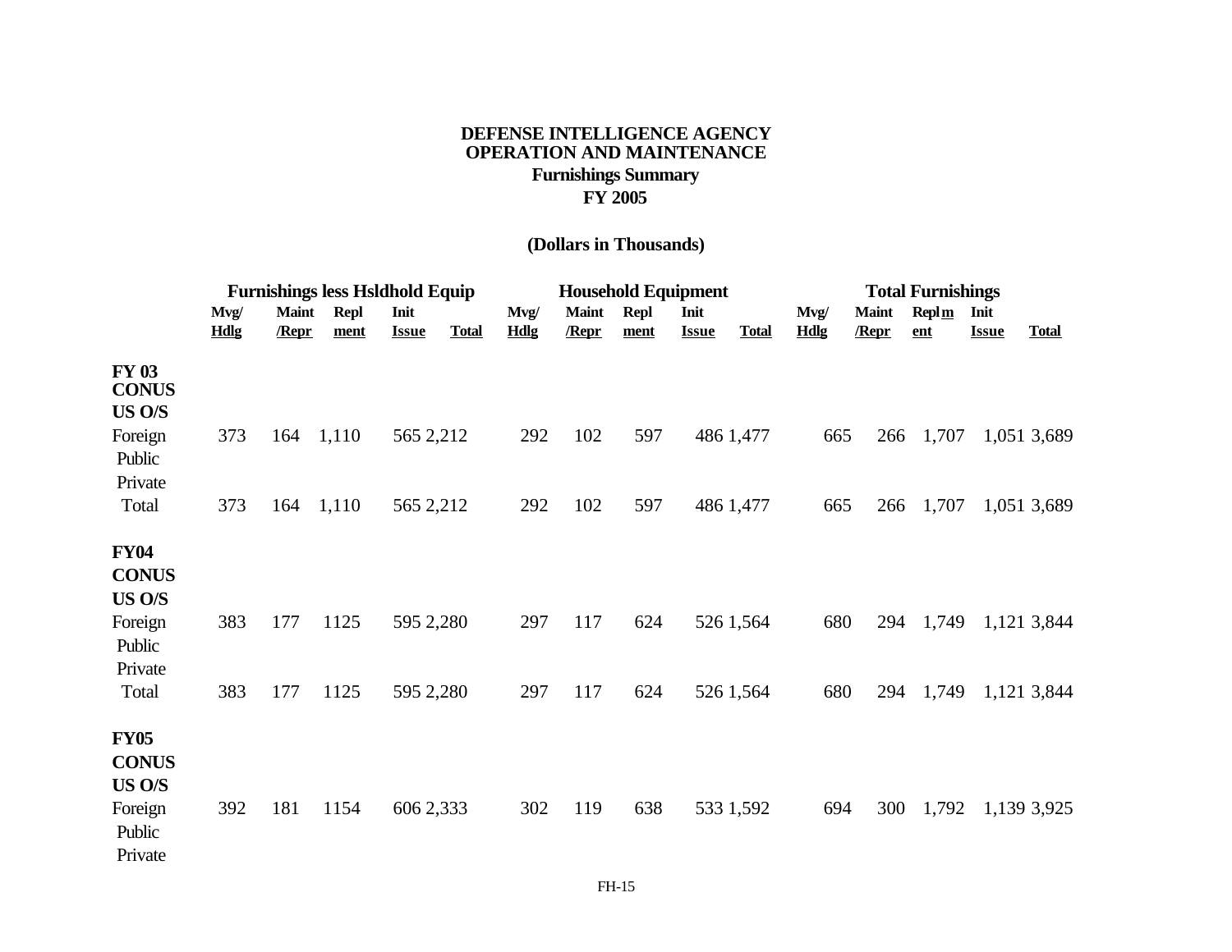**DEFENSE INTELLIGENCE AGENCY**
**OPERATION AND MAINTENANCE**
**Furnishings Summary**
**FY 2005**

**(Dollars in Thousands)**

| | Furnishings less Hsldhold Equip | | | | | Household Equipment | | | | | Total Furnishings | | | | |
|---|---|---|---|---|---|---|---|---|---|---|---|---|---|---|---|
| | Mvg/ Hdlg | Maint /Repr | Repl ment | Init Issue | Total | Mvg/ Hdlg | Maint /Repr | Repl ment | Init Issue | Total | Mvg/ Hdlg | Maint /Repr | Replm ent | Init Issue | Total |
| **FY 03** | | | | | | | | | | | | | | | |
| **CONUS** | | | | | | | | | | | | | | | |
| **US O/S** | | | | | | | | | | | | | | | |
| Foreign | 373 | 164 | 1,110 | 565 | 2,212 | 292 | 102 | 597 | 486 | 1,477 | 665 | 266 | 1,707 | 1,051 | 3,689 |
| Public | | | | | | | | | | | | | | | |
| Private | | | | | | | | | | | | | | | |
| Total | 373 | 164 | 1,110 | 565 | 2,212 | 292 | 102 | 597 | 486 | 1,477 | 665 | 266 | 1,707 | 1,051 | 3,689 |
| **FY04** | | | | | | | | | | | | | | | |
| **CONUS** | | | | | | | | | | | | | | | |
| **US O/S** | | | | | | | | | | | | | | | |
| Foreign | 383 | 177 | 1125 | 595 | 2,280 | 297 | 117 | 624 | 526 | 1,564 | 680 | 294 | 1,749 | 1,121 | 3,844 |
| Public | | | | | | | | | | | | | | | |
| Private | | | | | | | | | | | | | | | |
| Total | 383 | 177 | 1125 | 595 | 2,280 | 297 | 117 | 624 | 526 | 1,564 | 680 | 294 | 1,749 | 1,121 | 3,844 |
| **FY05** | | | | | | | | | | | | | | | |
| **CONUS** | | | | | | | | | | | | | | | |
| **US O/S** | | | | | | | | | | | | | | | |
| Foreign | 392 | 181 | 1154 | 606 | 2,333 | 302 | 119 | 638 | 533 | 1,592 | 694 | 300 | 1,792 | 1,139 | 3,925 |
| Public | | | | | | | | | | | | | | | |
| Private | | | | | | | | | | | | | | | |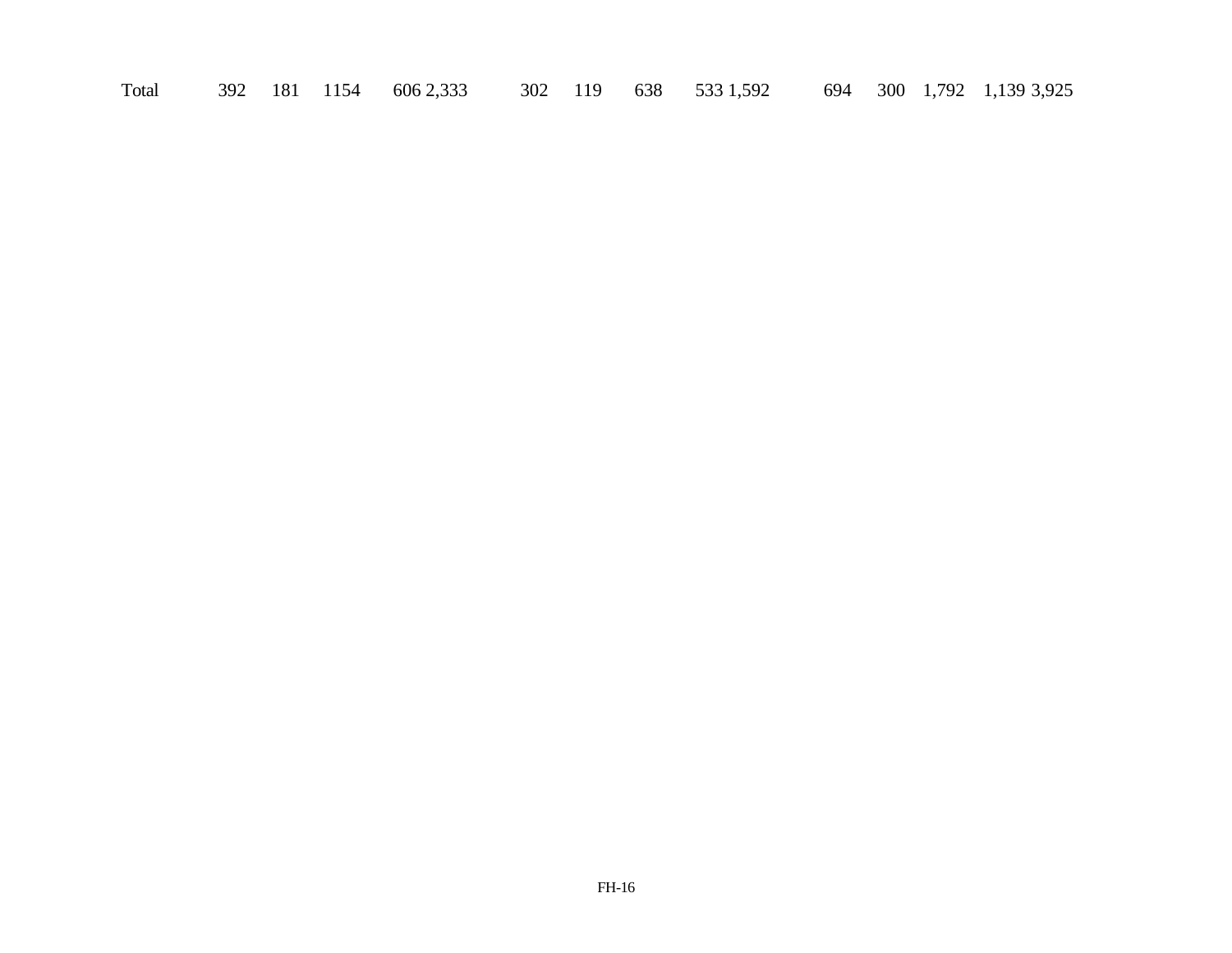| Total | 392 | 181 | 1154 | 606 | 2,333 | 302 | 119 | 638 | 533 | 1,592 | 694 | 300 | 1,792 | 1,139 | 3,925 |
|---|---|---|---|---|---|---|---|---|---|---|---|---|---|---|---|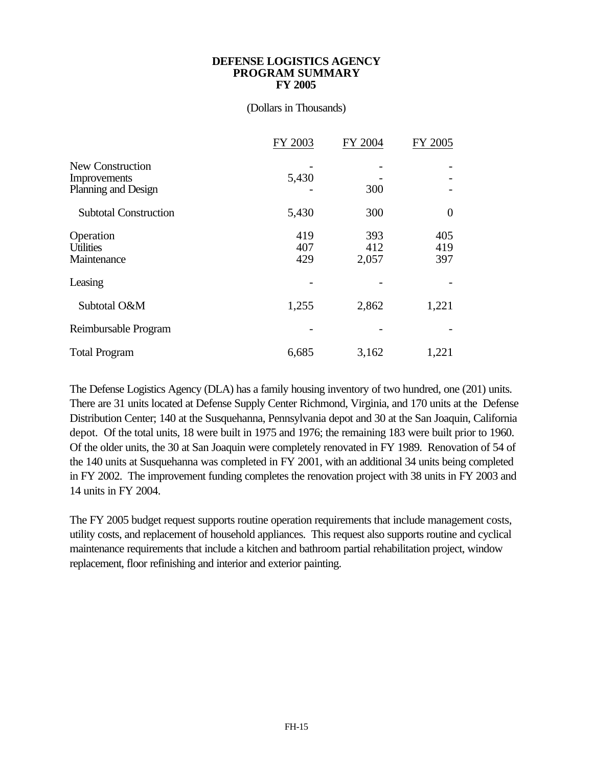**DEFENSE LOGISTICS AGENCY**
**PROGRAM SUMMARY**
**FY 2005**

(Dollars in Thousands)

| | FY 2003 | FY 2004 | FY 2005 |
|---|---|---|---|
| New Construction | - | - | - |
| Improvements | 5,430 | - | - |
| Planning and Design | - | 300 | - |
| Subtotal Construction | 5,430 | 300 | 0 |
| Operation | 419 | 393 | 405 |
| Utilities | 407 | 412 | 419 |
| Maintenance | 429 | 2,057 | 397 |
| Leasing | - | - | - |
| Subtotal O&M | 1,255 | 2,862 | 1,221 |
| Reimbursable Program | - | - | - |
| Total Program | 6,685 | 3,162 | 1,221 |

The Defense Logistics Agency (DLA) has a family housing inventory of two hundred, one (201) units. There are 31 units located at Defense Supply Center Richmond, Virginia, and 170 units at the Defense Distribution Center; 140 at the Susquehanna, Pennsylvania depot and 30 at the San Joaquin, California depot. Of the total units, 18 were built in 1975 and 1976; the remaining 183 were built prior to 1960. Of the older units, the 30 at San Joaquin were completely renovated in FY 1989. Renovation of 54 of the 140 units at Susquehanna was completed in FY 2001, with an additional 34 units being completed in FY 2002. The improvement funding completes the renovation project with 38 units in FY 2003 and 14 units in FY 2004.

The FY 2005 budget request supports routine operation requirements that include management costs, utility costs, and replacement of household appliances. This request also supports routine and cyclical maintenance requirements that include a kitchen and bathroom partial rehabilitation project, window replacement, floor refinishing and interior and exterior painting.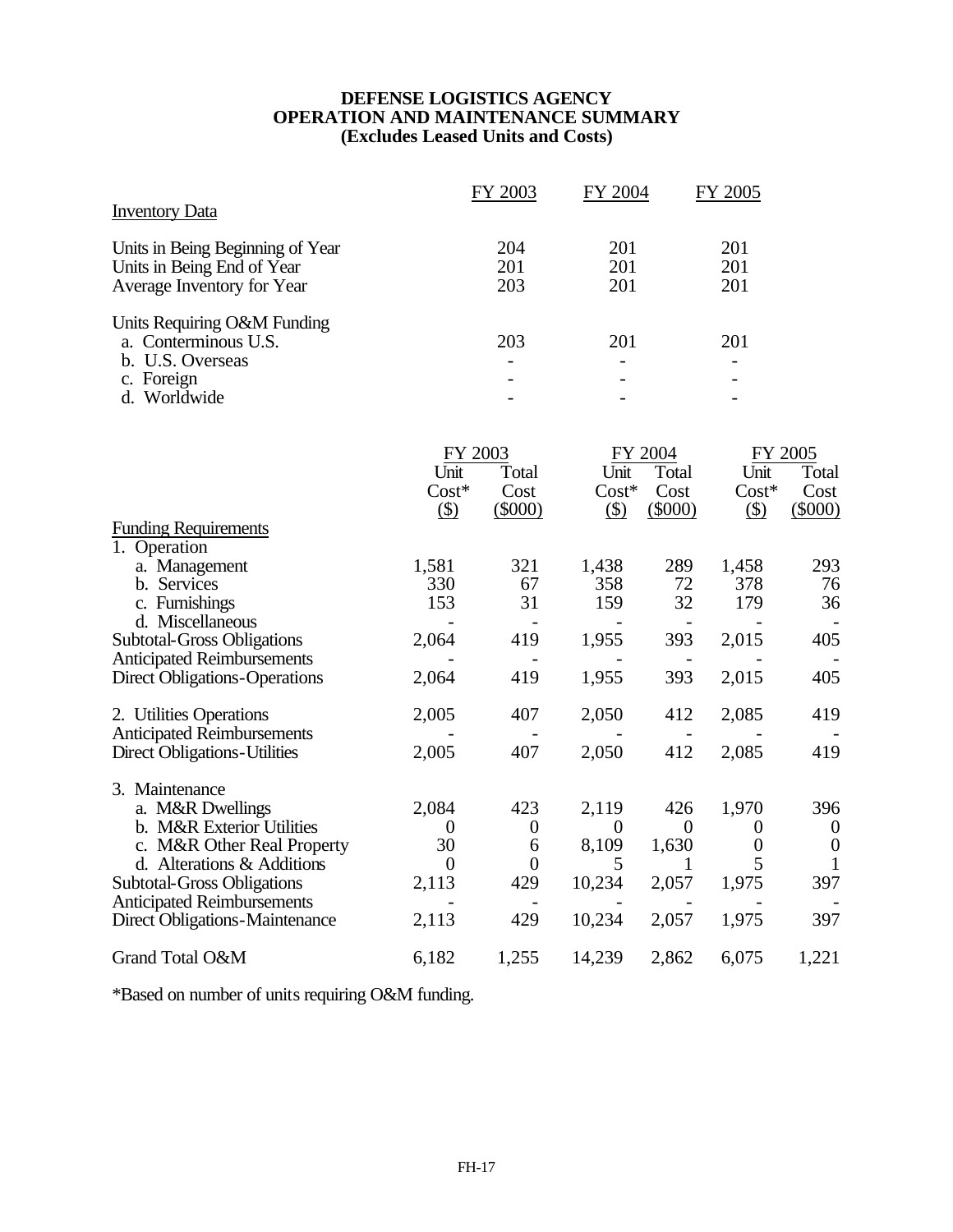**DEFENSE LOGISTICS AGENCY**
**OPERATION AND MAINTENANCE SUMMARY**
**(Excludes Leased Units and Costs)**

| Inventory Data | FY 2003 | FY 2004 | FY 2005 |
|---|---|---|---|
| Units in Being Beginning of Year | 204 | 201 | 201 |
| Units in Being End of Year | 201 | 201 | 201 |
| Average Inventory for Year | 203 | 201 | 201 |
| Units Requiring O&M Funding | | | |
| a. Conterminous U.S. | 203 | 201 | 201 |
| b. U.S. Overseas | - | - | - |
| c. Foreign | - | - | - |
| d. Worldwide | - | - | - |

| | FY 2003 | | FY 2004 | | FY 2005 | |
|---|---|---|---|---|---|---|
| | Unit Cost* ($) | Total Cost ($000) | Unit Cost* ($) | Total Cost ($000) | Unit Cost* ($) | Total Cost ($000) |
| **Funding Requirements** | | | | | | |
| 1. Operation | | | | | | |
| a. Management | 1,581 | 321 | 1,438 | 289 | 1,458 | 293 |
| b. Services | 330 | 67 | 358 | 72 | 378 | 76 |
| c. Furnishings | 153 | 31 | 159 | 32 | 179 | 36 |
| d. Miscellaneous | - | - | - | - | - | - |
| Subtotal-Gross Obligations | 2,064 | 419 | 1,955 | 393 | 2,015 | 405 |
| Anticipated Reimbursements | - | - | - | - | - | - |
| Direct Obligations-Operations | 2,064 | 419 | 1,955 | 393 | 2,015 | 405 |
| 2. Utilities Operations | 2,005 | 407 | 2,050 | 412 | 2,085 | 419 |
| Anticipated Reimbursements | - | - | - | - | - | - |
| Direct Obligations-Utilities | 2,005 | 407 | 2,050 | 412 | 2,085 | 419 |
| 3. Maintenance | | | | | | |
| a. M&R Dwellings | 2,084 | 423 | 2,119 | 426 | 1,970 | 396 |
| b. M&R Exterior Utilities | 0 | 0 | 0 | 0 | 0 | 0 |
| c. M&R Other Real Property | 30 | 6 | 8,109 | 1,630 | 0 | 0 |
| d. Alterations & Additions | 0 | 0 | 5 | 1 | 5 | 1 |
| Subtotal-Gross Obligations | 2,113 | 429 | 10,234 | 2,057 | 1,975 | 397 |
| Anticipated Reimbursements | - | - | - | - | - | - |
| Direct Obligations-Maintenance | 2,113 | 429 | 10,234 | 2,057 | 1,975 | 397 |
| Grand Total O&M | 6,182 | 1,255 | 14,239 | 2,862 | 6,075 | 1,221 |

*Based on number of units requiring O&M funding.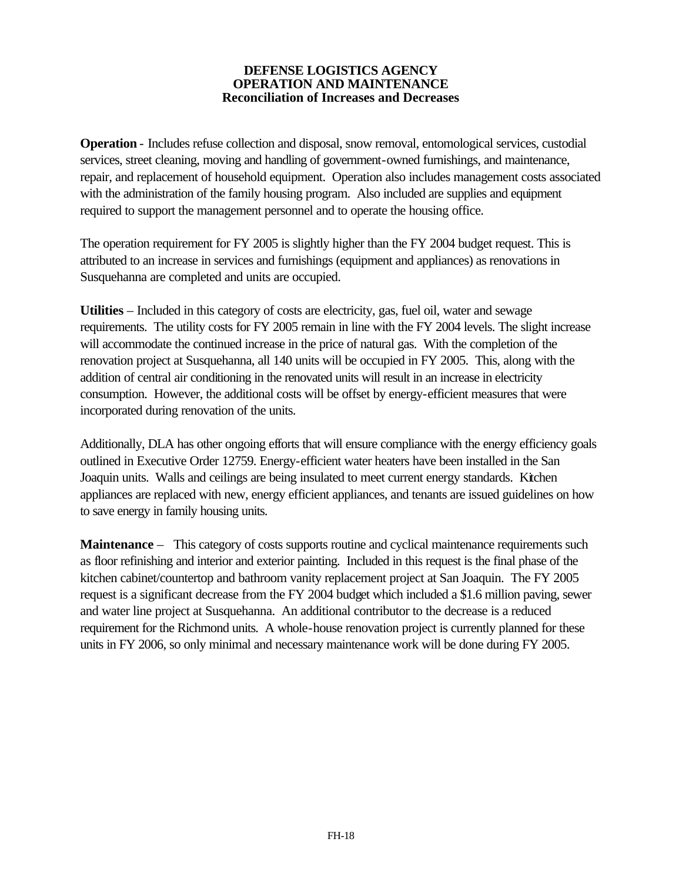**DEFENSE LOGISTICS AGENCY**
**OPERATION AND MAINTENANCE**
**Reconciliation of Increases and Decreases**

**Operation** - Includes refuse collection and disposal, snow removal, entomological services, custodial services, street cleaning, moving and handling of government-owned furnishings, and maintenance, repair, and replacement of household equipment. Operation also includes management costs associated with the administration of the family housing program. Also included are supplies and equipment required to support the management personnel and to operate the housing office.

The operation requirement for FY 2005 is slightly higher than the FY 2004 budget request. This is attributed to an increase in services and furnishings (equipment and appliances) as renovations in Susquehanna are completed and units are occupied.

**Utilities** – Included in this category of costs are electricity, gas, fuel oil, water and sewage requirements. The utility costs for FY 2005 remain in line with the FY 2004 levels. The slight increase will accommodate the continued increase in the price of natural gas. With the completion of the renovation project at Susquehanna, all 140 units will be occupied in FY 2005. This, along with the addition of central air conditioning in the renovated units will result in an increase in electricity consumption. However, the additional costs will be offset by energy-efficient measures that were incorporated during renovation of the units.

Additionally, DLA has other ongoing efforts that will ensure compliance with the energy efficiency goals outlined in Executive Order 12759. Energy-efficient water heaters have been installed in the San Joaquin units. Walls and ceilings are being insulated to meet current energy standards. Kitchen appliances are replaced with new, energy efficient appliances, and tenants are issued guidelines on how to save energy in family housing units.

**Maintenance** – This category of costs supports routine and cyclical maintenance requirements such as floor refinishing and interior and exterior painting. Included in this request is the final phase of the kitchen cabinet/countertop and bathroom vanity replacement project at San Joaquin. The FY 2005 request is a significant decrease from the FY 2004 budget which included a $1.6 million paving, sewer and water line project at Susquehanna. An additional contributor to the decrease is a reduced requirement for the Richmond units. A whole-house renovation project is currently planned for these units in FY 2006, so only minimal and necessary maintenance work will be done during FY 2005.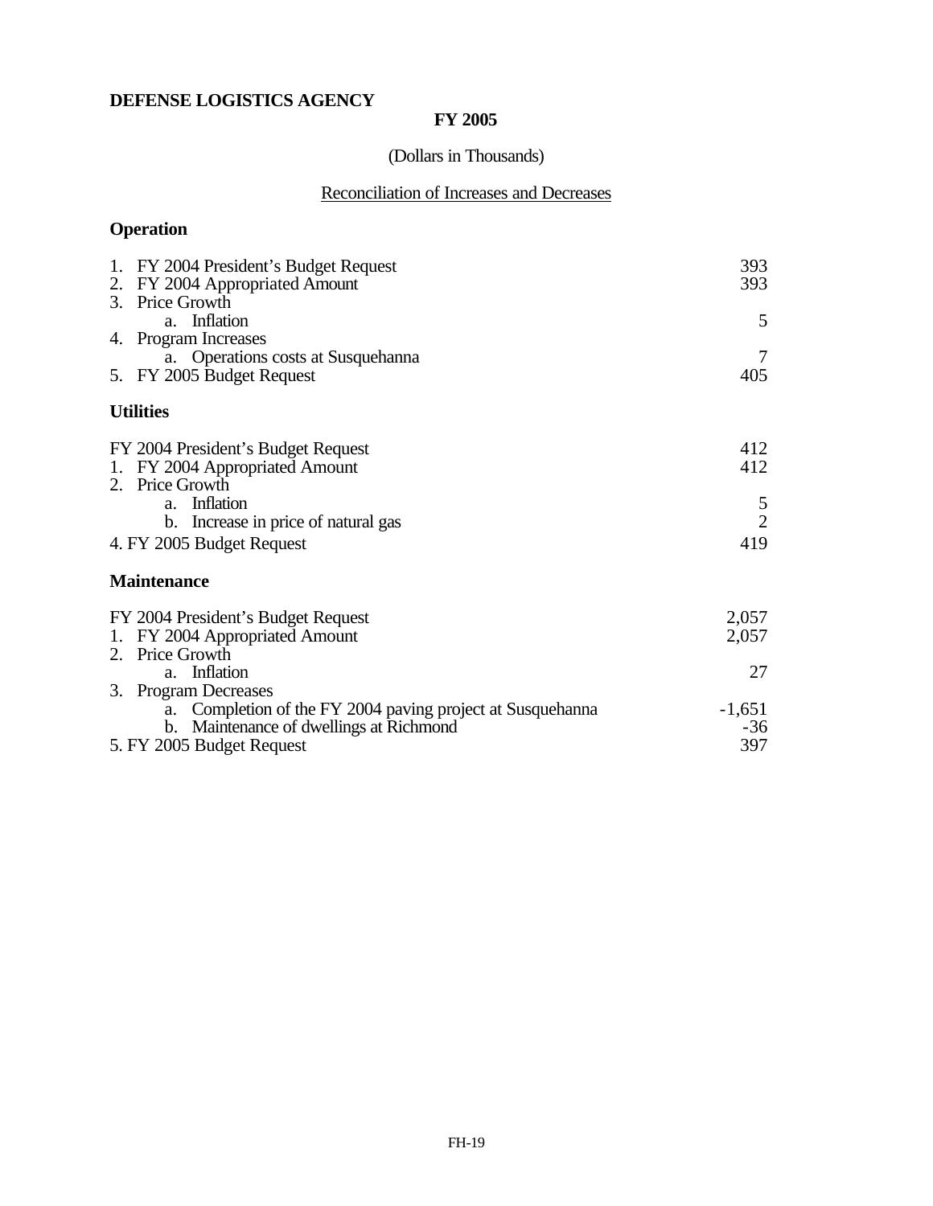**DEFENSE LOGISTICS AGENCY**

**FY 2005**

(Dollars in Thousands)

Reconciliation of Increases and Decreases

**Operation**

| | |
|---|---:|
| 1. FY 2004 President's Budget Request | 393 |
| 2. FY 2004 Appropriated Amount | 393 |
| 3. Price Growth | |
| a. Inflation | 5 |
| 4. Program Increases | |
| a. Operations costs at Susquehanna | 7 |
| 5. FY 2005 Budget Request | 405 |

**Utilities**

| | |
|---|---:|
| FY 2004 President's Budget Request | 412 |
| 1. FY 2004 Appropriated Amount | 412 |
| 2. Price Growth | |
| a. Inflation | 5 |
| b. Increase in price of natural gas | 2 |
| 4. FY 2005 Budget Request | 419 |

**Maintenance**

| | |
|---|---:|
| FY 2004 President's Budget Request | 2,057 |
| 1. FY 2004 Appropriated Amount | 2,057 |
| 2. Price Growth | |
| a. Inflation | 27 |
| 3. Program Decreases | |
| a. Completion of the FY 2004 paving project at Susquehanna | -1,651 |
| b. Maintenance of dwellings at Richmond | -36 |
| 5. FY 2005 Budget Request | 397 |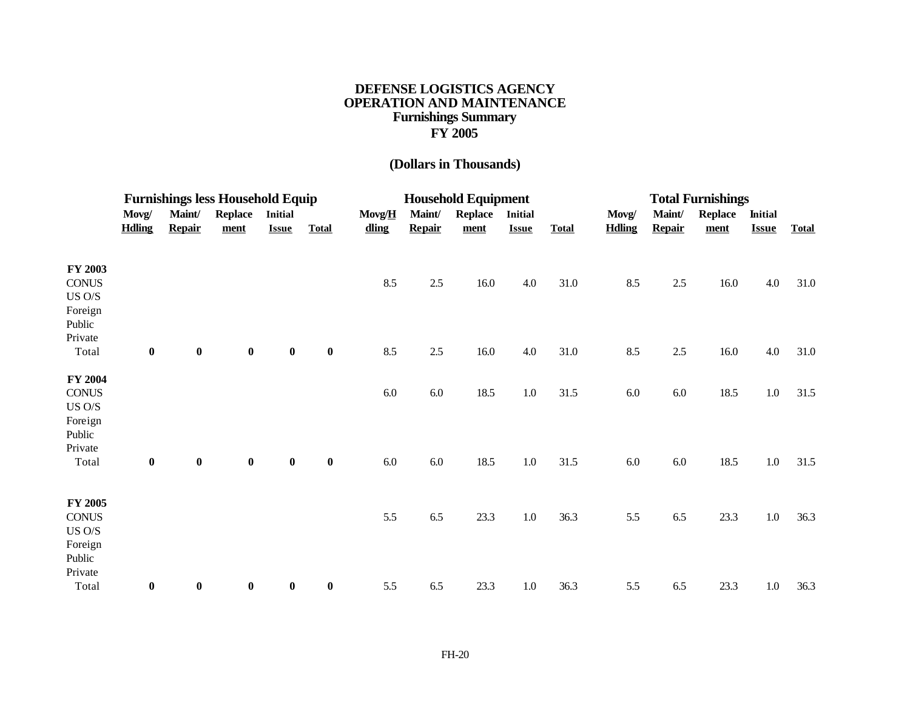# DEFENSE LOGISTICS AGENCY
# OPERATION AND MAINTENANCE
## Furnishings Summary
## FY 2005

**(Dollars in Thousands)**

| | Furnishings less Household Equip | | | | | Household Equipment | | | | | Total Furnishings | | | | |
|---|---|---|---|---|---|---|---|---|---|---|---|---|---|---|---|
| | Movg/ Hdling | Maint/ Repair | Replace ment | Initial Issue | Total | Movg/H dling | Maint/ Repair | Replace ment | Initial Issue | Total | Movg/ Hdling | Maint/ Repair | Replace ment | Initial Issue | Total |
| **FY 2003** | | | | | | | | | | | | | | | |
| CONUS | | | | | | 8.5 | 2.5 | 16.0 | 4.0 | 31.0 | 8.5 | 2.5 | 16.0 | 4.0 | 31.0 |
| US O/S | | | | | | | | | | | | | | | |
| Foreign | | | | | | | | | | | | | | | |
| Public | | | | | | | | | | | | | | | |
| Private | | | | | | | | | | | | | | | |
| Total | **0** | **0** | **0** | **0** | **0** | 8.5 | 2.5 | 16.0 | 4.0 | 31.0 | 8.5 | 2.5 | 16.0 | 4.0 | 31.0 |
| **FY 2004** | | | | | | | | | | | | | | | |
| CONUS | | | | | | 6.0 | 6.0 | 18.5 | 1.0 | 31.5 | 6.0 | 6.0 | 18.5 | 1.0 | 31.5 |
| US O/S | | | | | | | | | | | | | | | |
| Foreign | | | | | | | | | | | | | | | |
| Public | | | | | | | | | | | | | | | |
| Private | | | | | | | | | | | | | | | |
| Total | **0** | **0** | **0** | **0** | **0** | 6.0 | 6.0 | 18.5 | 1.0 | 31.5 | 6.0 | 6.0 | 18.5 | 1.0 | 31.5 |
| **FY 2005** | | | | | | | | | | | | | | | |
| CONUS | | | | | | 5.5 | 6.5 | 23.3 | 1.0 | 36.3 | 5.5 | 6.5 | 23.3 | 1.0 | 36.3 |
| US O/S | | | | | | | | | | | | | | | |
| Foreign | | | | | | | | | | | | | | | |
| Public | | | | | | | | | | | | | | | |
| Private | | | | | | | | | | | | | | | |
| Total | **0** | **0** | **0** | **0** | **0** | 5.5 | 6.5 | 23.3 | 1.0 | 36.3 | 5.5 | 6.5 | 23.3 | 1.0 | 36.3 |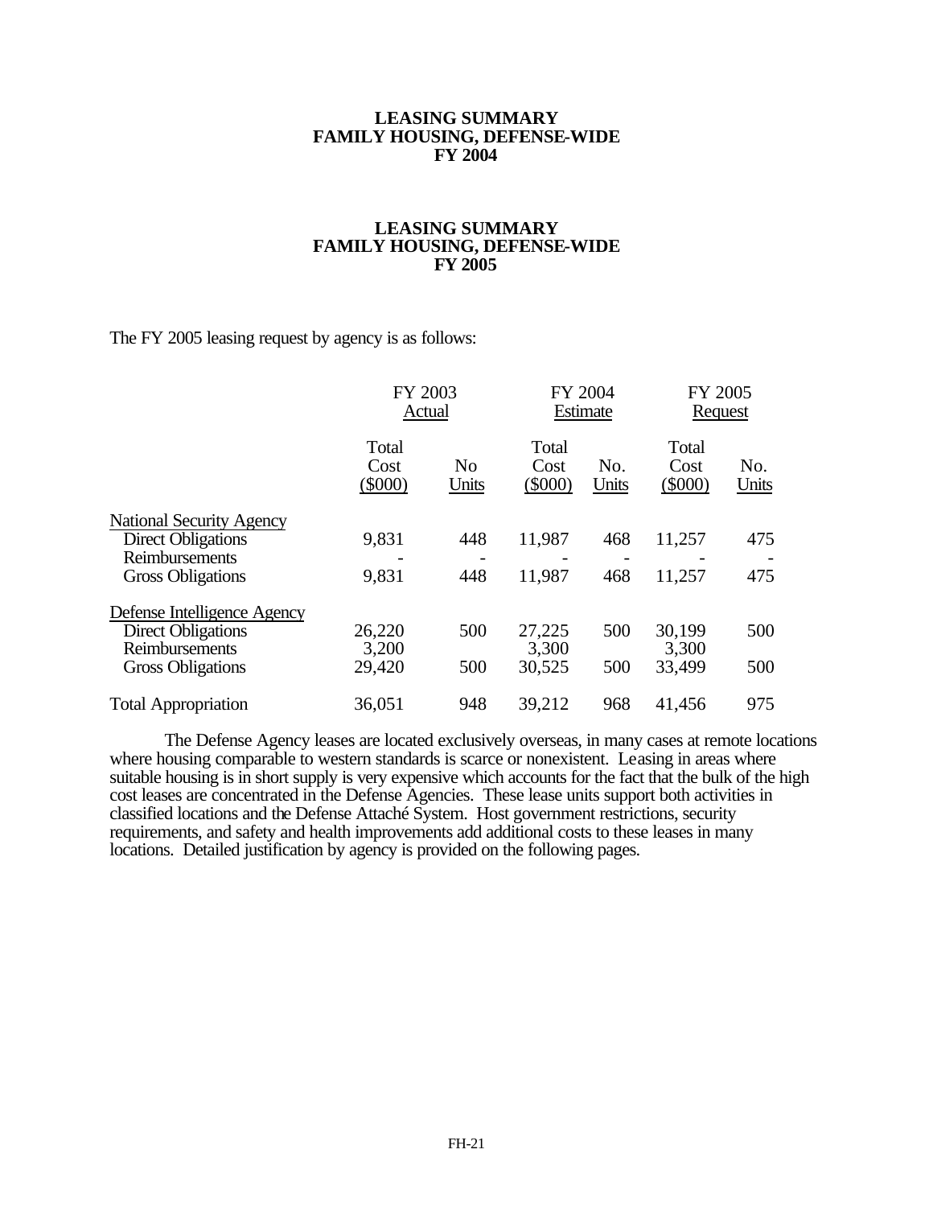**LEASING SUMMARY**
**FAMILY HOUSING, DEFENSE-WIDE**
**FY 2004**

**LEASING SUMMARY**
**FAMILY HOUSING, DEFENSE-WIDE**
**FY 2005**

The FY 2005 leasing request by agency is as follows:

| | FY 2003 Actual | | FY 2004 Estimate | | FY 2005 Request | |
|---|---|---|---|---|---|---|
| | Total Cost ($000) | No Units | Total Cost ($000) | No. Units | Total Cost ($000) | No. Units |
| National Security Agency | | | | | | |
| Direct Obligations | 9,831 | 448 | 11,987 | 468 | 11,257 | 475 |
| Reimbursements | - | - | - | - | - | - |
| Gross Obligations | 9,831 | 448 | 11,987 | 468 | 11,257 | 475 |
| Defense Intelligence Agency | | | | | | |
| Direct Obligations | 26,220 | 500 | 27,225 | 500 | 30,199 | 500 |
| Reimbursements | 3,200 | | 3,300 | | 3,300 | |
| Gross Obligations | 29,420 | 500 | 30,525 | 500 | 33,499 | 500 |
| Total Appropriation | 36,051 | 948 | 39,212 | 968 | 41,456 | 975 |

The Defense Agency leases are located exclusively overseas, in many cases at remote locations where housing comparable to western standards is scarce or nonexistent. Leasing in areas where suitable housing is in short supply is very expensive which accounts for the fact that the bulk of the high cost leases are concentrated in the Defense Agencies. These lease units support both activities in classified locations and the Defense Attaché System. Host government restrictions, security requirements, and safety and health improvements add additional costs to these leases in many locations. Detailed justification by agency is provided on the following pages.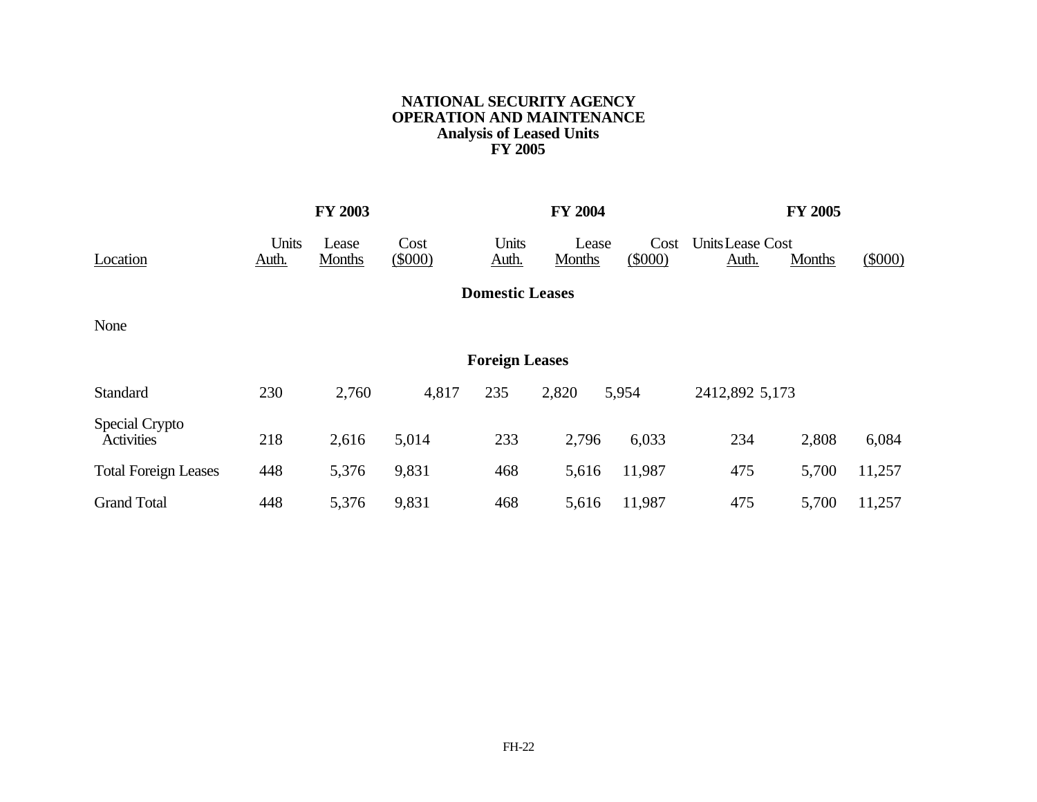**NATIONAL SECURITY AGENCY**
**OPERATION AND MAINTENANCE**
**Analysis of Leased Units**
**FY 2005**

| | FY 2003 | | | FY 2004 | | | FY 2005 | | |
|---|---|---|---|---|---|---|---|---|---|
| Location | Units Auth. | Lease Months | Cost ($000) | Units Auth. | Lease Months | Cost ($000) | Units Auth. | Lease Months | Cost ($000) |
| **Domestic Leases** | | | | | | | | | |
| None | | | | | | | | | |
| **Foreign Leases** | | | | | | | | | |
| Standard | 230 | 2,760 | 4,817 | 235 | 2,820 | 5,954 | 241 | 2,892 | 5,173 |
| Special Crypto Activities | 218 | 2,616 | 5,014 | 233 | 2,796 | 6,033 | 234 | 2,808 | 6,084 |
| Total Foreign Leases | 448 | 5,376 | 9,831 | 468 | 5,616 | 11,987 | 475 | 5,700 | 11,257 |
| Grand Total | 448 | 5,376 | 9,831 | 468 | 5,616 | 11,987 | 475 | 5,700 | 11,257 |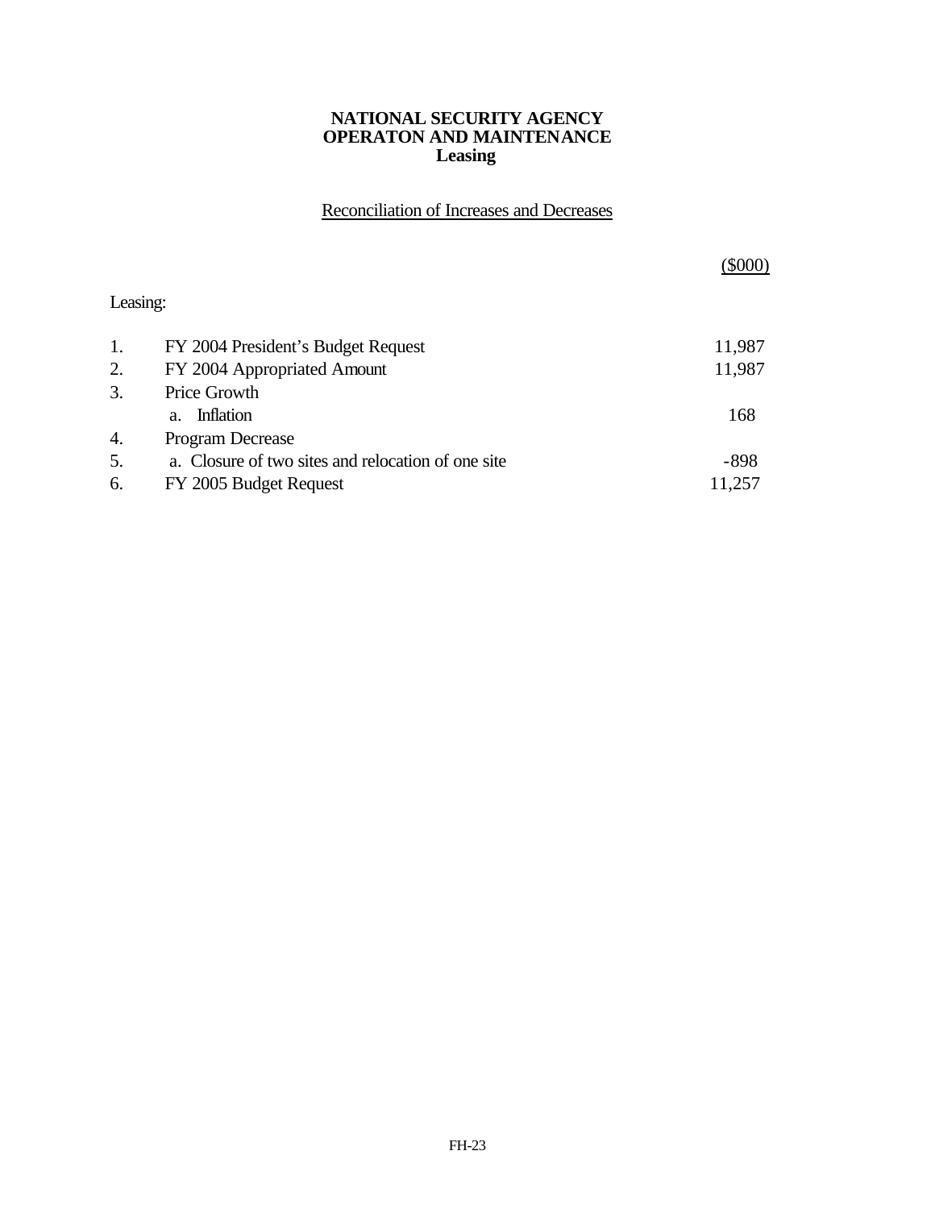**NATIONAL SECURITY AGENCY**
**OPERATON AND MAINTENANCE**
**Leasing**

Reconciliation of Increases and Decreases

| | | ($000) |
|---|---|---|
| Leasing: | | |
| 1. | FY 2004 President's Budget Request | 11,987 |
| 2. | FY 2004 Appropriated Amount | 11,987 |
| 3. | Price Growth | |
| | a. Inflation | 168 |
| 4. | Program Decrease | |
| 5. | a. Closure of two sites and relocation of one site | -898 |
| 6. | FY 2005 Budget Request | 11,257 |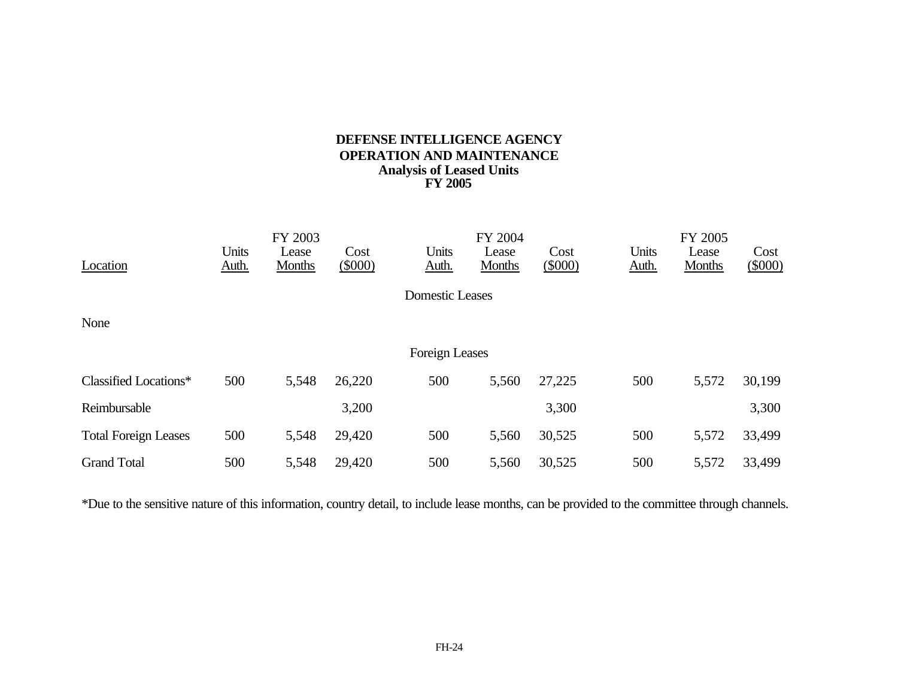# DEFENSE INTELLIGENCE AGENCY
## OPERATION AND MAINTENANCE
### Analysis of Leased Units
### FY 2005

| Location | FY 2003 Units Auth. | FY 2003 Lease Months | FY 2003 Cost ($000) | FY 2004 Units Auth. | FY 2004 Lease Months | FY 2004 Cost ($000) | FY 2005 Units Auth. | FY 2005 Lease Months | FY 2005 Cost ($000) |
|---|---|---|---|---|---|---|---|---|---|
| **Domestic Leases** | | | | | | | | | |
| None | | | | | | | | | |
| **Foreign Leases** | | | | | | | | | |
| Classified Locations* | 500 | 5,548 | 26,220 | 500 | 5,560 | 27,225 | 500 | 5,572 | 30,199 |
| Reimbursable | | | 3,200 | | | 3,300 | | | 3,300 |
| Total Foreign Leases | 500 | 5,548 | 29,420 | 500 | 5,560 | 30,525 | 500 | 5,572 | 33,499 |
| Grand Total | 500 | 5,548 | 29,420 | 500 | 5,560 | 30,525 | 500 | 5,572 | 33,499 |

*Due to the sensitive nature of this information, country detail, to include lease months, can be provided to the committee through channels.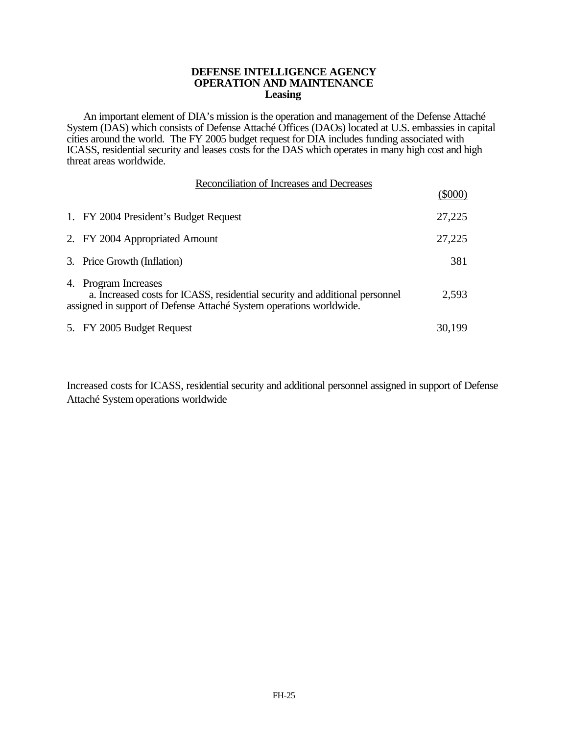**DEFENSE INTELLIGENCE AGENCY**
**OPERATION AND MAINTENANCE**
**Leasing**

An important element of DIA's mission is the operation and management of the Defense Attaché System (DAS) which consists of Defense Attaché Offices (DAOs) located at U.S. embassies in capital cities around the world. The FY 2005 budget request for DIA includes funding associated with ICASS, residential security and leases costs for the DAS which operates in many high cost and high threat areas worldwide.

Reconciliation of Increases and Decreases

| | ($000) |
|---|---|
| 1. FY 2004 President's Budget Request | 27,225 |
| 2. FY 2004 Appropriated Amount | 27,225 |
| 3. Price Growth (Inflation) | 381 |
| 4. Program Increases<br>a. Increased costs for ICASS, residential security and additional personnel assigned in support of Defense Attaché System operations worldwide. | 2,593 |
| 5. FY 2005 Budget Request | 30,199 |

Increased costs for ICASS, residential security and additional personnel assigned in support of Defense Attaché System operations worldwide